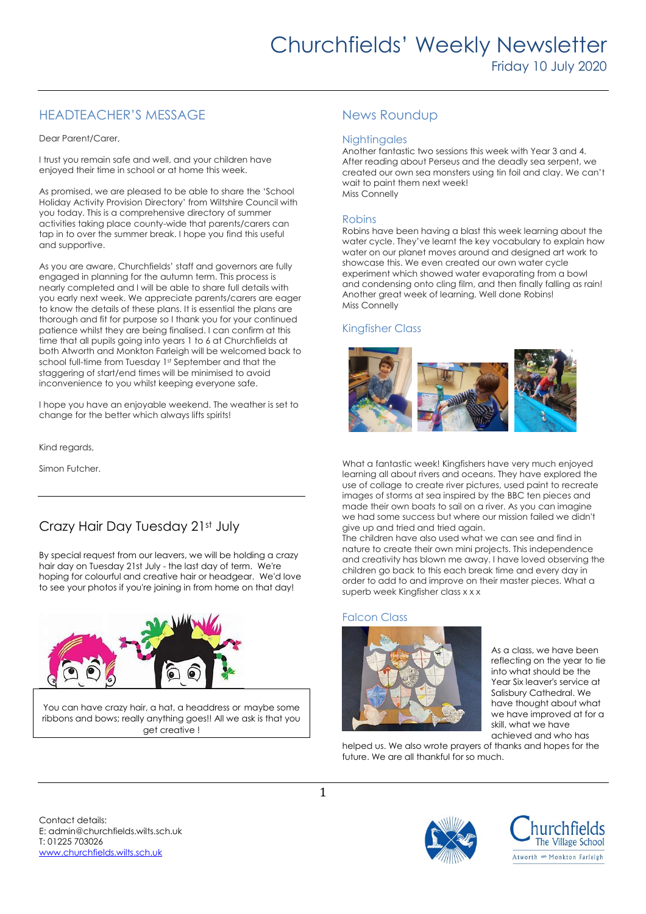# Churchfields' Weekly Newsletter

Friday 10 July 2020

## HEADTEACHER'S MESSAGE

Dear Parent/Carer,

I trust you remain safe and well, and your children have enjoyed their time in school or at home this week.

As promised, we are pleased to be able to share the 'School Holiday Activity Provision Directory' from Wiltshire Council with you today. This is a comprehensive directory of summer activities taking place county-wide that parents/carers can tap in to over the summer break. I hope you find this useful and supportive.

As you are aware, Churchfields' staff and governors are fully engaged in planning for the autumn term. This process is nearly completed and I will be able to share full details with you early next week. We appreciate parents/carers are eager to know the details of these plans. It is essential the plans are thorough and fit for purpose so I thank you for your continued patience whilst they are being finalised. I can confirm at this time that all pupils going into years 1 to 6 at Churchfields at both Atworth and Monkton Farleigh will be welcomed back to school full-time from Tuesday 1st September and that the staggering of start/end times will be minimised to avoid inconvenience to you whilst keeping everyone safe.

I hope you have an enjoyable weekend. The weather is set to change for the better which always lifts spirits!

Kind regards,

Simon Futcher.

## Crazy Hair Day Tuesday 21st July

By special request from our leavers, we will be holding a crazy hair day on Tuesday 21st July - the last day of term. We're hoping for colourful and creative hair or headgear. We'd love to see your photos if you're joining in from home on that day!

You can have crazy hair, a hat, a headdress or maybe some ribbons and bows; really anything goes!! All we ask is that you get creative !

## News Roundup

### Nightingales

Another fantastic two sessions this week with Year 3 and 4. After reading about Perseus and the deadly sea serpent, we created our own sea monsters using tin foil and clay. We can't wait to paint them next week!

Miss Connelly

### Robins

Robins have been having a blast this week learning about the water cycle. They've learnt the key vocabulary to explain how water on our planet moves around and designed art work to showcase this. We even created our own water cycle experiment which showed water evaporating from a bowl and condensing onto cling film, and then finally falling as rain! Another great week of learning. Well done Robins!

Miss Connelly

### Kingfisher Class

What a fantastic week! Kingfishers have very much enjoyed learning all about rivers and oceans. They have explored the use of collage to create river pictures, used paint to recreate images of storms at sea inspired by the BBC ten pieces and made their own boats to sail on a river. As you can imagine we had some success but where our mission failed we didn't give up and tried and tried again.

The children have also used what we can see and find in nature to create their own mini projects. This independence and creativity has blown me away. I have loved observing the children go back to this each break time and every day in order to add to and improve on their master pieces. What a superb week Kingfisher class x x x

### Falcon Class

As a class, we have been reflecting on the year to tie into what should be the Year Six leaver's service at Salisbury Cathedral. We have thought about what we have improved at for a skill, what we have achieved and who has helped us. We also wrote prayers of thanks and hopes for the future. We are all thankful for so much.

Contact details:
E: admin@churchfields.wilts.sch.uk
T: 01225 703026
www.churchfields.wilts.sch.uk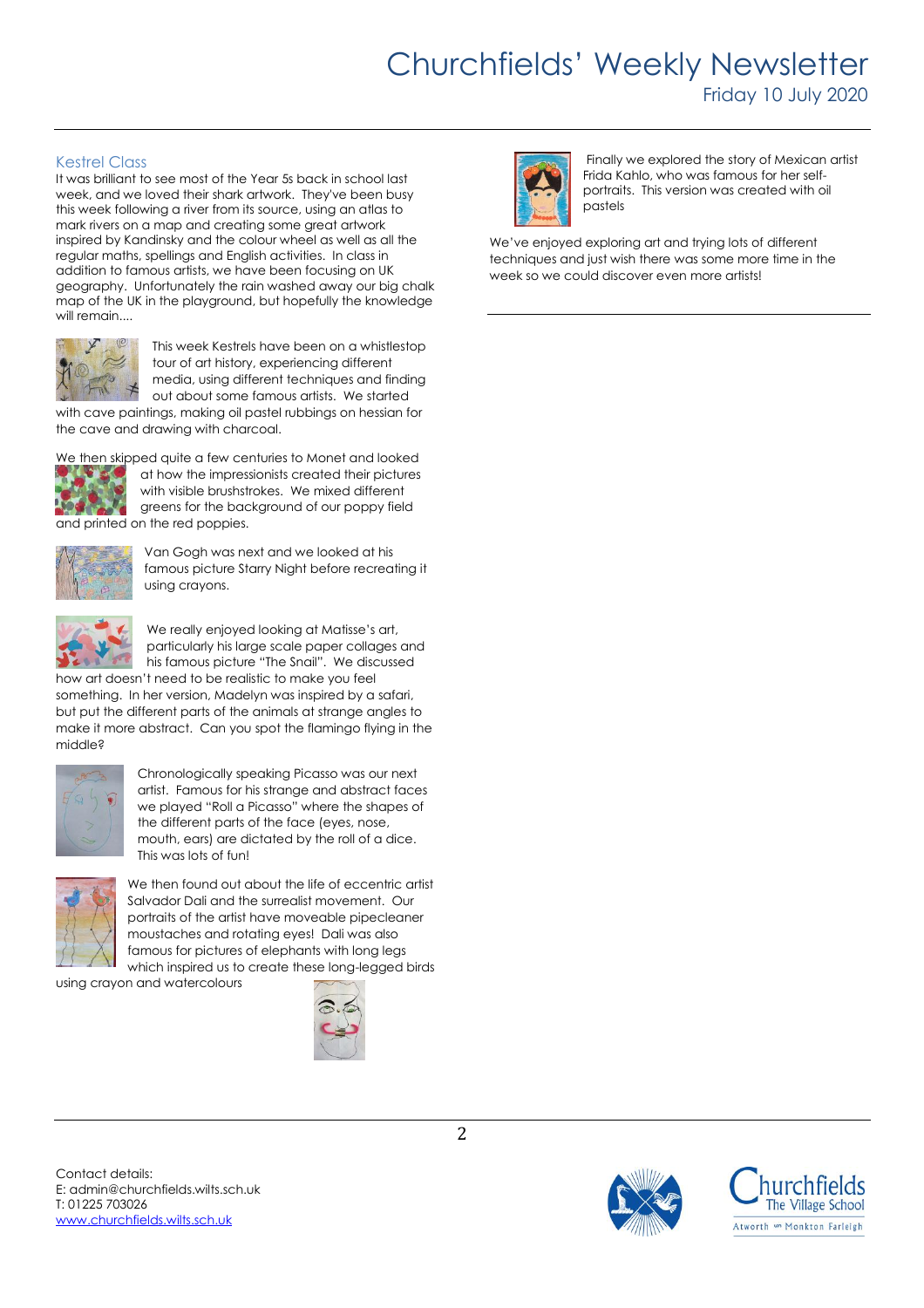## Kestrel Class

It was brilliant to see most of the Year 5s back in school last week, and we loved their shark artwork. They've been busy this week following a river from its source, using an atlas to mark rivers on a map and creating some great artwork inspired by Kandinsky and the colour wheel as well as all the regular maths, spellings and English activities. In class in addition to famous artists, we have been focusing on UK geography. Unfortunately the rain washed away our big chalk map of the UK in the playground, but hopefully the knowledge will remain....

This week Kestrels have been on a whistlestop tour of art history, experiencing different media, using different techniques and finding out about some famous artists. We started with cave paintings, making oil pastel rubbings on hessian for the cave and drawing with charcoal.

We then skipped quite a few centuries to Monet and looked at how the impressionists created their pictures with visible brushstrokes. We mixed different greens for the background of our poppy field and printed on the red poppies.

Van Gogh was next and we looked at his famous picture Starry Night before recreating it using crayons.

We really enjoyed looking at Matisse's art, particularly his large scale paper collages and his famous picture "The Snail". We discussed how art doesn't need to be realistic to make you feel something. In her version, Madelyn was inspired by a safari, but put the different parts of the animals at strange angles to make it more abstract. Can you spot the flamingo flying in the middle?

Chronologically speaking Picasso was our next artist. Famous for his strange and abstract faces we played "Roll a Picasso" where the shapes of the different parts of the face (eyes, nose, mouth, ears) are dictated by the roll of a dice. This was lots of fun!

We then found out about the life of eccentric artist Salvador Dali and the surrealist movement. Our portraits of the artist have moveable pipecleaner moustaches and rotating eyes! Dali was also famous for pictures of elephants with long legs which inspired us to create these long-legged birds using crayon and watercolours

Finally we explored the story of Mexican artist Frida Kahlo, who was famous for her self-portraits. This version was created with oil pastels

We've enjoyed exploring art and trying lots of different techniques and just wish there was some more time in the week so we could discover even more artists!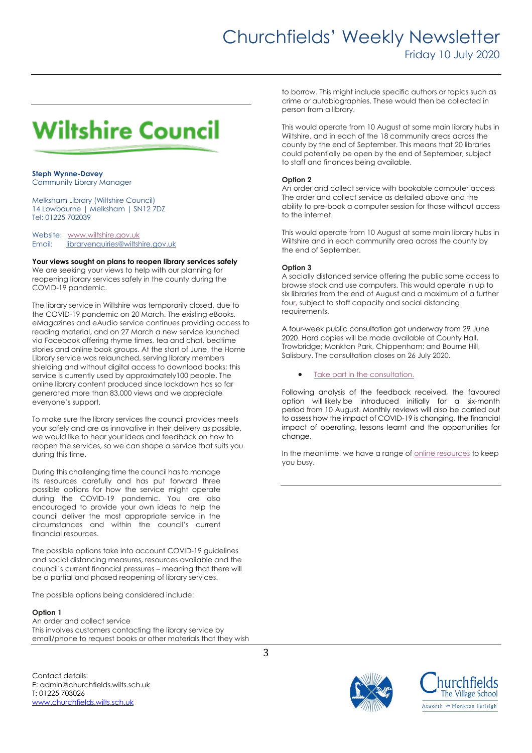Wiltshire Council

**Steph Wynne-Davey**
Community Library Manager

Melksham Library (Wiltshire Council)
14 Lowbourne | Melksham | SN12 7DZ
Tel: 01225 702039

Website: www.wiltshire.gov.uk
Email: libraryenquiries@wiltshire.gov.uk

**Your views sought on plans to reopen library services safely**

We are seeking your views to help with our planning for reopening library services safely in the county during the COVID-19 pandemic.

The library service in Wiltshire was temporarily closed, due to the COVID-19 pandemic on 20 March. The existing eBooks, eMagazines and eAudio service continues providing access to reading material, and on 27 March a new service launched via Facebook offering rhyme times, tea and chat, bedtime stories and online book groups. At the start of June, the Home Library service was relaunched, serving library members shielding and without digital access to download books; this service is currently used by approximately100 people. The online library content produced since lockdown has so far generated more than 83,000 views and we appreciate everyone's support.

To make sure the library services the council provides meets your safely and are as innovative in their delivery as possible, we would like to hear your ideas and feedback on how to reopen the services, so we can shape a service that suits you during this time.

During this challenging time the council has to manage its resources carefully and has put forward three possible options for how the service might operate during the COVID-19 pandemic. You are also encouraged to provide your own ideas to help the council deliver the most appropriate service in the circumstances and within the council's current financial resources.

The possible options take into account COVID-19 guidelines and social distancing measures, resources available and the council's current financial pressures – meaning that there will be a partial and phased reopening of library services.

The possible options being considered include:

**Option 1**
An order and collect service
This involves customers contacting the library service by email/phone to request books or other materials that they wish to borrow. This might include specific authors or topics such as crime or autobiographies. These would then be collected in person from a library.

This would operate from 10 August at some main library hubs in Wiltshire, and in each of the 18 community areas across the county by the end of September. This means that 20 libraries could potentially be open by the end of September, subject to staff and finances being available.

**Option 2**
An order and collect service with bookable computer access
The order and collect service as detailed above and the ability to pre-book a computer session for those without access to the internet.

This would operate from 10 August at some main library hubs in Wiltshire and in each community area across the county by the end of September.

**Option 3**
A socially distanced service offering the public some access to browse stock and use computers. This would operate in up to six libraries from the end of August and a maximum of a further four, subject to staff capacity and social distancing requirements.

A four-week public consultation got underway from 29 June 2020. Hard copies will be made available at County Hall, Trowbridge; Monkton Park, Chippenham; and Bourne Hill, Salisbury. The consultation closes on 26 July 2020.

- Take part in the consultation.

Following analysis of the feedback received, the favoured option will likely be introduced initially for a six-month period from 10 August. Monthly reviews will also be carried out to assess how the impact of COVID-19 is changing, the financial impact of operating, lessons learnt and the opportunities for change.

In the meantime, we have a range of online resources to keep you busy.